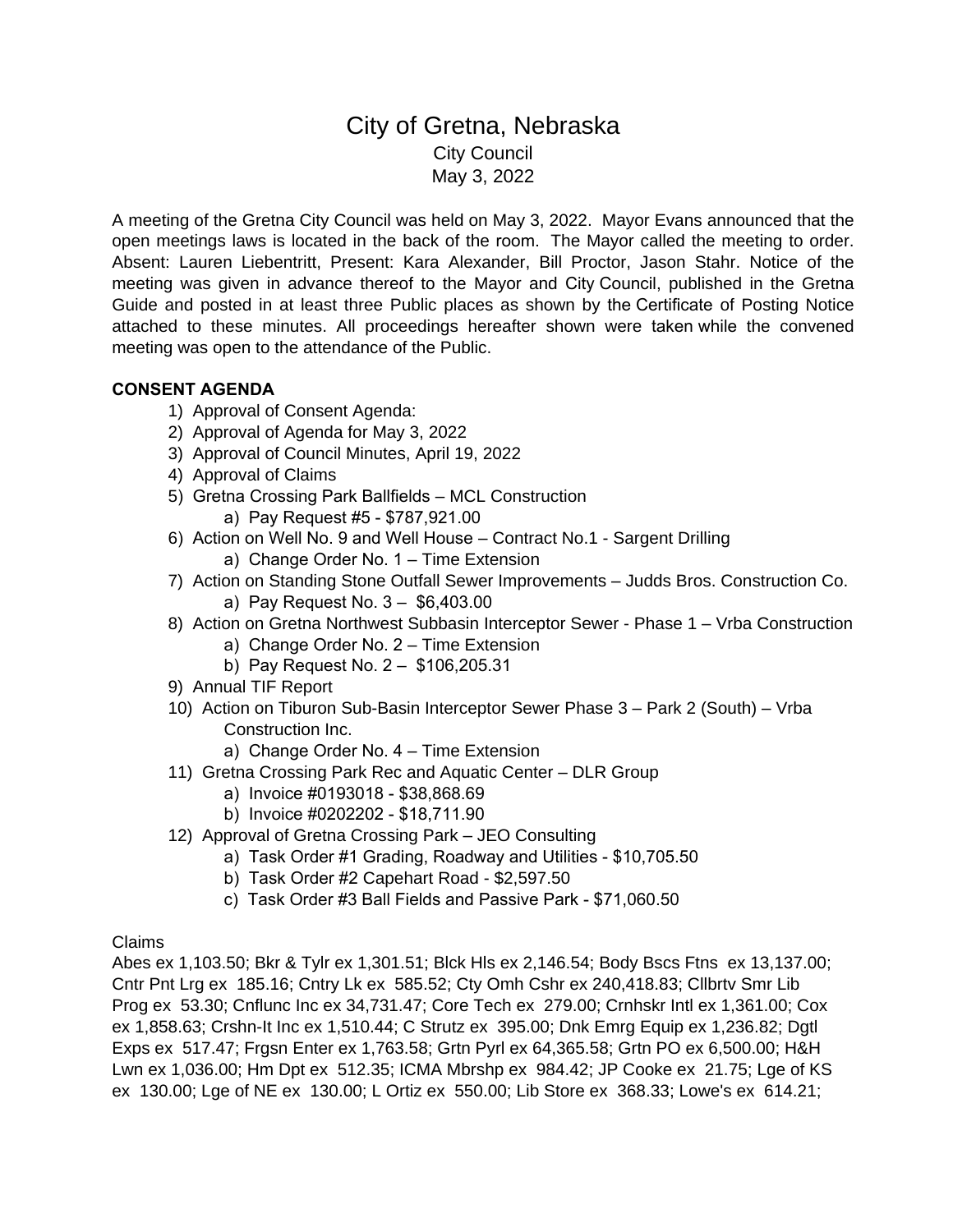# City of Gretna, Nebraska

City Council

May 3, 2022

A meeting of the Gretna City Council was held on May 3, 2022. Mayor Evans announced that the open meetings laws is located in the back of the room. The Mayor called the meeting to order. Absent: Lauren Liebentritt, Present: Kara Alexander, Bill Proctor, Jason Stahr. Notice of the meeting was given in advance thereof to the Mayor and City Council, published in the Gretna Guide and posted in at least three Public places as shown by the Certificate of Posting Notice attached to these minutes. All proceedings hereafter shown were taken while the convened meeting was open to the attendance of the Public.

**CONSENT AGENDA**

1) Approval of Consent Agenda:
2) Approval of Agenda for May 3, 2022
3) Approval of Council Minutes, April 19, 2022
4) Approval of Claims
5) Gretna Crossing Park Ballfields – MCL Construction
   a) Pay Request #5 - $787,921.00
6) Action on Well No. 9 and Well House – Contract No.1 - Sargent Drilling
   a) Change Order No. 1 – Time Extension
7) Action on Standing Stone Outfall Sewer Improvements – Judds Bros. Construction Co.
   a) Pay Request No. 3 – $6,403.00
8) Action on Gretna Northwest Subbasin Interceptor Sewer - Phase 1 – Vrba Construction
   a) Change Order No. 2 – Time Extension
   b) Pay Request No. 2 – $106,205.31
9) Annual TIF Report
10) Action on Tiburon Sub-Basin Interceptor Sewer Phase 3 – Park 2 (South) – Vrba Construction Inc.
    a) Change Order No. 4 – Time Extension
11) Gretna Crossing Park Rec and Aquatic Center – DLR Group
    a) Invoice #0193018 - $38,868.69
    b) Invoice #0202202 - $18,711.90
12) Approval of Gretna Crossing Park – JEO Consulting
    a) Task Order #1 Grading, Roadway and Utilities - $10,705.50
    b) Task Order #2 Capehart Road - $2,597.50
    c) Task Order #3 Ball Fields and Passive Park - $71,060.50

Claims

Abes ex 1,103.50; Bkr & Tylr ex 1,301.51; Blck Hls ex 2,146.54; Body Bscs Ftns ex 13,137.00; Cntr Pnt Lrg ex 185.16; Cntry Lk ex 585.52; Cty Omh Cshr ex 240,418.83; Cllbrtv Smr Lib Prog ex 53.30; Cnflunc Inc ex 34,731.47; Core Tech ex 279.00; Crnhskr Intl ex 1,361.00; Cox ex 1,858.63; Crshn-It Inc ex 1,510.44; C Strutz ex 395.00; Dnk Emrg Equip ex 1,236.82; Dgtl Exps ex 517.47; Frgsn Enter ex 1,763.58; Grtn Pyrl ex 64,365.58; Grtn PO ex 6,500.00; H&H Lwn ex 1,036.00; Hm Dpt ex 512.35; ICMA Mbrshp ex 984.42; JP Cooke ex 21.75; Lge of KS ex 130.00; Lge of NE ex 130.00; L Ortiz ex 550.00; Lib Store ex 368.33; Lowe's ex 614.21;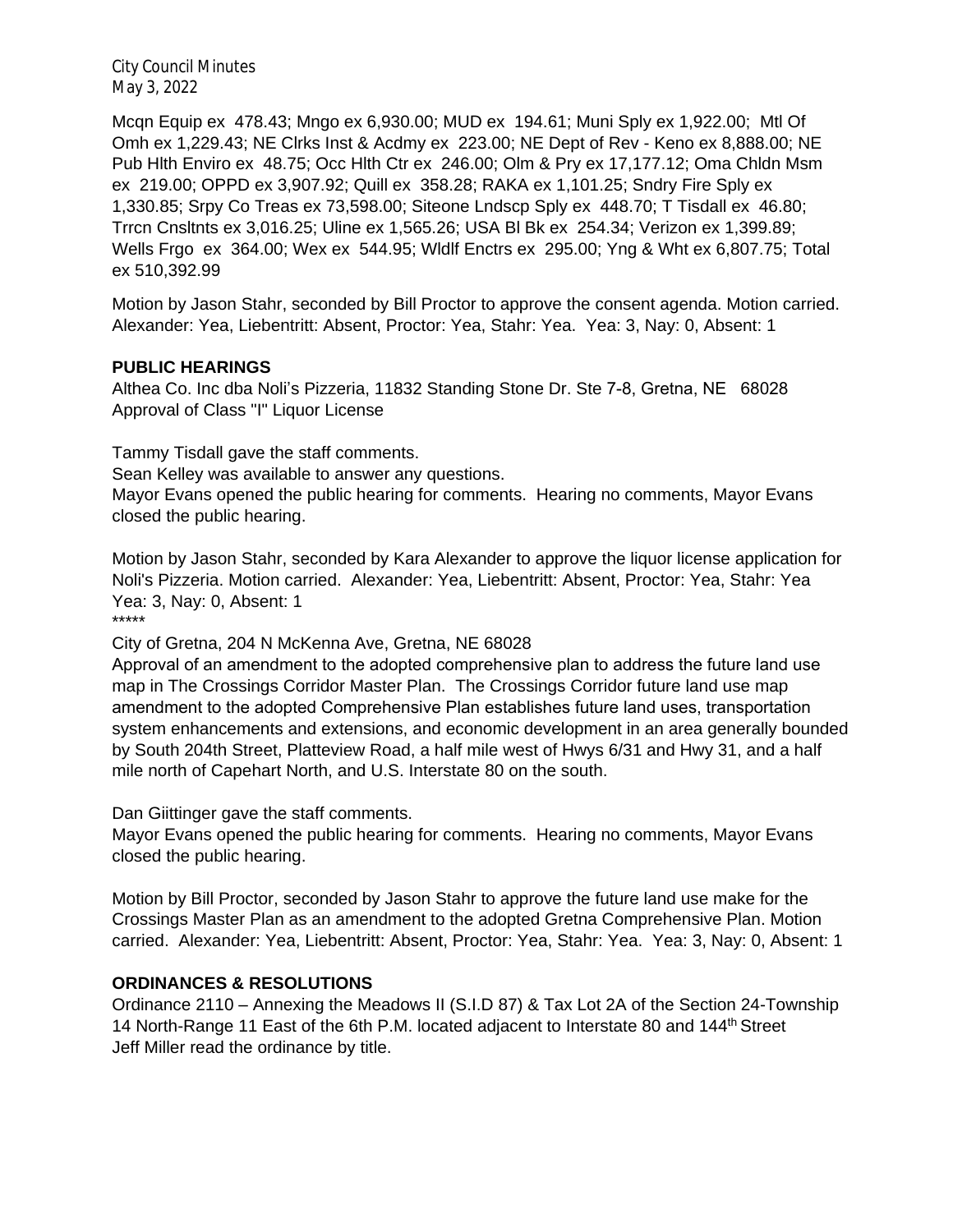Mcqn Equip ex 478.43; Mngo ex 6,930.00; MUD ex 194.61; Muni Sply ex 1,922.00; Mtl Of Omh ex 1,229.43; NE Clrks Inst & Acdmy ex 223.00; NE Dept of Rev - Keno ex 8,888.00; NE Pub Hlth Enviro ex 48.75; Occ Hlth Ctr ex 246.00; Olm & Pry ex 17,177.12; Oma Chldn Msm ex 219.00; OPPD ex 3,907.92; Quill ex 358.28; RAKA ex 1,101.25; Sndry Fire Sply ex 1,330.85; Srpy Co Treas ex 73,598.00; Siteone Lndscp Sply ex 448.70; T Tisdall ex 46.80; Trrcn Cnsltnts ex 3,016.25; Uline ex 1,565.26; USA Bl Bk ex 254.34; Verizon ex 1,399.89; Wells Frgo ex 364.00; Wex ex 544.95; Wldlf Enctrs ex 295.00; Yng & Wht ex 6,807.75; Total ex 510,392.99

Motion by Jason Stahr, seconded by Bill Proctor to approve the consent agenda. Motion carried. Alexander: Yea, Liebentritt: Absent, Proctor: Yea, Stahr: Yea. Yea: 3, Nay: 0, Absent: 1

**PUBLIC HEARINGS**

Althea Co. Inc dba Noli's Pizzeria, 11832 Standing Stone Dr. Ste 7-8, Gretna, NE 68028
Approval of Class "I" Liquor License

Tammy Tisdall gave the staff comments.
Sean Kelley was available to answer any questions.
Mayor Evans opened the public hearing for comments. Hearing no comments, Mayor Evans closed the public hearing.

Motion by Jason Stahr, seconded by Kara Alexander to approve the liquor license application for Noli's Pizzeria. Motion carried. Alexander: Yea, Liebentritt: Absent, Proctor: Yea, Stahr: Yea Yea: 3, Nay: 0, Absent: 1

*****

City of Gretna, 204 N McKenna Ave, Gretna, NE 68028
Approval of an amendment to the adopted comprehensive plan to address the future land use map in The Crossings Corridor Master Plan. The Crossings Corridor future land use map amendment to the adopted Comprehensive Plan establishes future land uses, transportation system enhancements and extensions, and economic development in an area generally bounded by South 204th Street, Platteview Road, a half mile west of Hwys 6/31 and Hwy 31, and a half mile north of Capehart North, and U.S. Interstate 80 on the south.

Dan Giittinger gave the staff comments.
Mayor Evans opened the public hearing for comments. Hearing no comments, Mayor Evans closed the public hearing.

Motion by Bill Proctor, seconded by Jason Stahr to approve the future land use make for the Crossings Master Plan as an amendment to the adopted Gretna Comprehensive Plan. Motion carried. Alexander: Yea, Liebentritt: Absent, Proctor: Yea, Stahr: Yea. Yea: 3, Nay: 0, Absent: 1

**ORDINANCES & RESOLUTIONS**

Ordinance 2110 – Annexing the Meadows II (S.I.D 87) & Tax Lot 2A of the Section 24-Township 14 North-Range 11 East of the 6th P.M. located adjacent to Interstate 80 and 144th Street
Jeff Miller read the ordinance by title.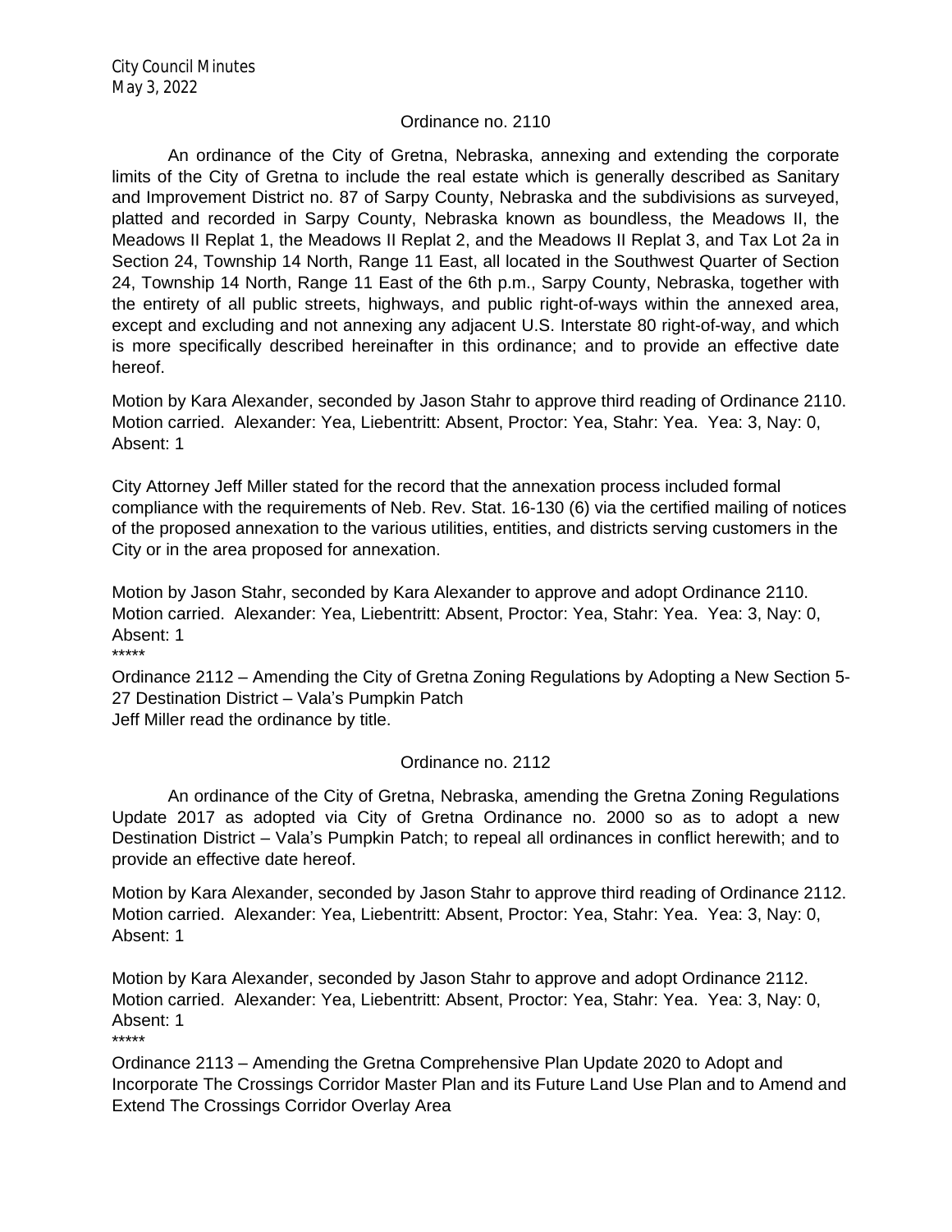Ordinance no. 2110

An ordinance of the City of Gretna, Nebraska, annexing and extending the corporate limits of the City of Gretna to include the real estate which is generally described as Sanitary and Improvement District no. 87 of Sarpy County, Nebraska and the subdivisions as surveyed, platted and recorded in Sarpy County, Nebraska known as boundless, the Meadows II, the Meadows II Replat 1, the Meadows II Replat 2, and the Meadows II Replat 3, and Tax Lot 2a in Section 24, Township 14 North, Range 11 East, all located in the Southwest Quarter of Section 24, Township 14 North, Range 11 East of the 6th p.m., Sarpy County, Nebraska, together with the entirety of all public streets, highways, and public right-of-ways within the annexed area, except and excluding and not annexing any adjacent U.S. Interstate 80 right-of-way, and which is more specifically described hereinafter in this ordinance; and to provide an effective date hereof.

Motion by Kara Alexander, seconded by Jason Stahr to approve third reading of Ordinance 2110. Motion carried. Alexander: Yea, Liebentritt: Absent, Proctor: Yea, Stahr: Yea. Yea: 3, Nay: 0, Absent: 1

City Attorney Jeff Miller stated for the record that the annexation process included formal compliance with the requirements of Neb. Rev. Stat. 16-130 (6) via the certified mailing of notices of the proposed annexation to the various utilities, entities, and districts serving customers in the City or in the area proposed for annexation.

Motion by Jason Stahr, seconded by Kara Alexander to approve and adopt Ordinance 2110. Motion carried. Alexander: Yea, Liebentritt: Absent, Proctor: Yea, Stahr: Yea. Yea: 3, Nay: 0, Absent: 1

*****

Ordinance 2112 – Amending the City of Gretna Zoning Regulations by Adopting a New Section 5-27 Destination District – Vala's Pumpkin Patch
Jeff Miller read the ordinance by title.

Ordinance no. 2112

An ordinance of the City of Gretna, Nebraska, amending the Gretna Zoning Regulations Update 2017 as adopted via City of Gretna Ordinance no. 2000 so as to adopt a new Destination District – Vala's Pumpkin Patch; to repeal all ordinances in conflict herewith; and to provide an effective date hereof.

Motion by Kara Alexander, seconded by Jason Stahr to approve third reading of Ordinance 2112. Motion carried. Alexander: Yea, Liebentritt: Absent, Proctor: Yea, Stahr: Yea. Yea: 3, Nay: 0, Absent: 1

Motion by Kara Alexander, seconded by Jason Stahr to approve and adopt Ordinance 2112. Motion carried. Alexander: Yea, Liebentritt: Absent, Proctor: Yea, Stahr: Yea. Yea: 3, Nay: 0, Absent: 1

*****

Ordinance 2113 – Amending the Gretna Comprehensive Plan Update 2020 to Adopt and Incorporate The Crossings Corridor Master Plan and its Future Land Use Plan and to Amend and Extend The Crossings Corridor Overlay Area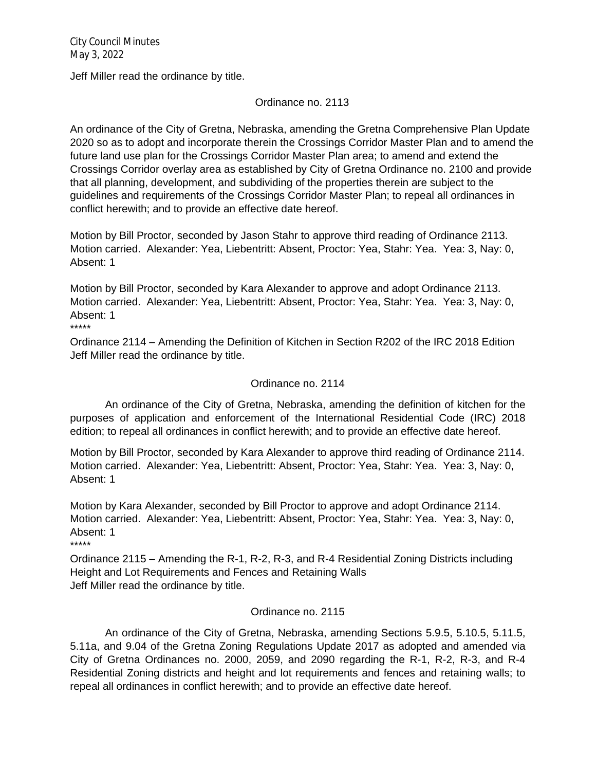Jeff Miller read the ordinance by title.

Ordinance no. 2113

An ordinance of the City of Gretna, Nebraska, amending the Gretna Comprehensive Plan Update 2020 so as to adopt and incorporate therein the Crossings Corridor Master Plan and to amend the future land use plan for the Crossings Corridor Master Plan area; to amend and extend the Crossings Corridor overlay area as established by City of Gretna Ordinance no. 2100 and provide that all planning, development, and subdividing of the properties therein are subject to the guidelines and requirements of the Crossings Corridor Master Plan; to repeal all ordinances in conflict herewith; and to provide an effective date hereof.

Motion by Bill Proctor, seconded by Jason Stahr to approve third reading of Ordinance 2113. Motion carried. Alexander: Yea, Liebentritt: Absent, Proctor: Yea, Stahr: Yea. Yea: 3, Nay: 0, Absent: 1

Motion by Bill Proctor, seconded by Kara Alexander to approve and adopt Ordinance 2113. Motion carried. Alexander: Yea, Liebentritt: Absent, Proctor: Yea, Stahr: Yea. Yea: 3, Nay: 0, Absent: 1
*****

Ordinance 2114 – Amending the Definition of Kitchen in Section R202 of the IRC 2018 Edition
Jeff Miller read the ordinance by title.

Ordinance no. 2114

An ordinance of the City of Gretna, Nebraska, amending the definition of kitchen for the purposes of application and enforcement of the International Residential Code (IRC) 2018 edition; to repeal all ordinances in conflict herewith; and to provide an effective date hereof.

Motion by Bill Proctor, seconded by Kara Alexander to approve third reading of Ordinance 2114. Motion carried. Alexander: Yea, Liebentritt: Absent, Proctor: Yea, Stahr: Yea. Yea: 3, Nay: 0, Absent: 1

Motion by Kara Alexander, seconded by Bill Proctor to approve and adopt Ordinance 2114. Motion carried. Alexander: Yea, Liebentritt: Absent, Proctor: Yea, Stahr: Yea. Yea: 3, Nay: 0, Absent: 1
*****

Ordinance 2115 – Amending the R-1, R-2, R-3, and R-4 Residential Zoning Districts including Height and Lot Requirements and Fences and Retaining Walls
Jeff Miller read the ordinance by title.

Ordinance no. 2115

An ordinance of the City of Gretna, Nebraska, amending Sections 5.9.5, 5.10.5, 5.11.5, 5.11a, and 9.04 of the Gretna Zoning Regulations Update 2017 as adopted and amended via City of Gretna Ordinances no. 2000, 2059, and 2090 regarding the R-1, R-2, R-3, and R-4 Residential Zoning districts and height and lot requirements and fences and retaining walls; to repeal all ordinances in conflict herewith; and to provide an effective date hereof.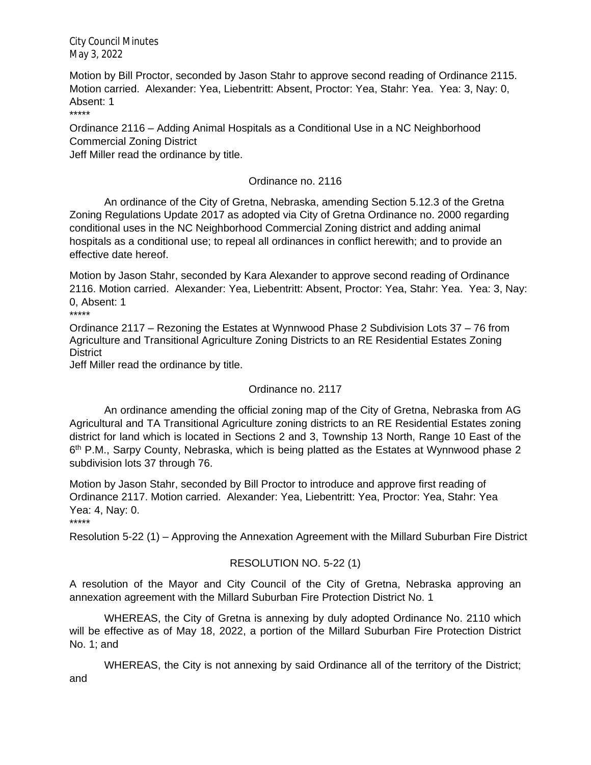Motion by Bill Proctor, seconded by Jason Stahr to approve second reading of Ordinance 2115. Motion carried. Alexander: Yea, Liebentritt: Absent, Proctor: Yea, Stahr: Yea. Yea: 3, Nay: 0, Absent: 1

*****

Ordinance 2116 – Adding Animal Hospitals as a Conditional Use in a NC Neighborhood Commercial Zoning District

Jeff Miller read the ordinance by title.

Ordinance no. 2116

An ordinance of the City of Gretna, Nebraska, amending Section 5.12.3 of the Gretna Zoning Regulations Update 2017 as adopted via City of Gretna Ordinance no. 2000 regarding conditional uses in the NC Neighborhood Commercial Zoning district and adding animal hospitals as a conditional use; to repeal all ordinances in conflict herewith; and to provide an effective date hereof.

Motion by Jason Stahr, seconded by Kara Alexander to approve second reading of Ordinance 2116. Motion carried. Alexander: Yea, Liebentritt: Absent, Proctor: Yea, Stahr: Yea. Yea: 3, Nay: 0, Absent: 1

*****

Ordinance 2117 – Rezoning the Estates at Wynnwood Phase 2 Subdivision Lots 37 – 76 from Agriculture and Transitional Agriculture Zoning Districts to an RE Residential Estates Zoning District

Jeff Miller read the ordinance by title.

Ordinance no. 2117

An ordinance amending the official zoning map of the City of Gretna, Nebraska from AG Agricultural and TA Transitional Agriculture zoning districts to an RE Residential Estates zoning district for land which is located in Sections 2 and 3, Township 13 North, Range 10 East of the 6th P.M., Sarpy County, Nebraska, which is being platted as the Estates at Wynnwood phase 2 subdivision lots 37 through 76.

Motion by Jason Stahr, seconded by Bill Proctor to introduce and approve first reading of Ordinance 2117. Motion carried. Alexander: Yea, Liebentritt: Yea, Proctor: Yea, Stahr: Yea Yea: 4, Nay: 0.

*****

Resolution 5-22 (1) – Approving the Annexation Agreement with the Millard Suburban Fire District

RESOLUTION NO. 5-22 (1)

A resolution of the Mayor and City Council of the City of Gretna, Nebraska approving an annexation agreement with the Millard Suburban Fire Protection District No. 1

WHEREAS, the City of Gretna is annexing by duly adopted Ordinance No. 2110 which will be effective as of May 18, 2022, a portion of the Millard Suburban Fire Protection District No. 1; and

WHEREAS, the City is not annexing by said Ordinance all of the territory of the District; and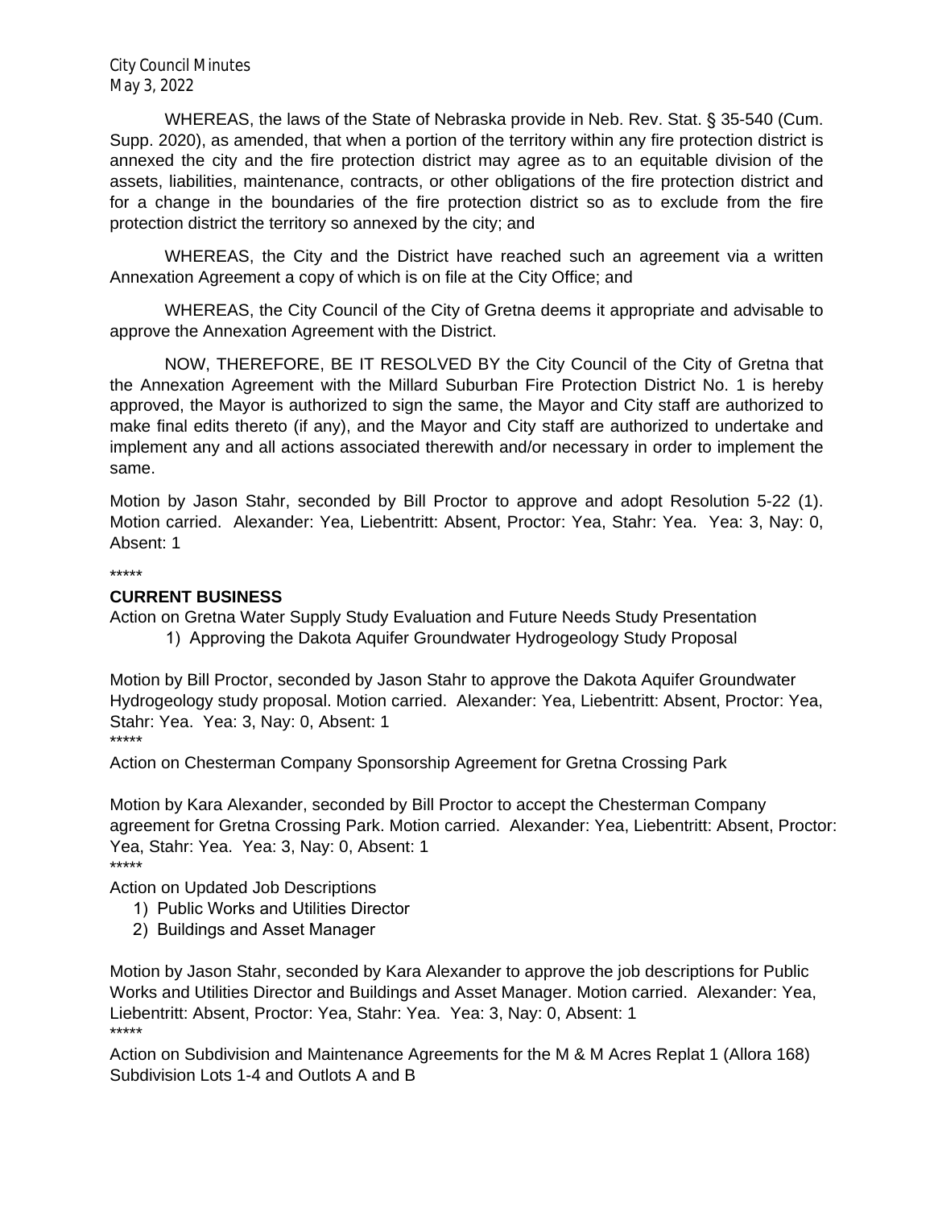WHEREAS, the laws of the State of Nebraska provide in Neb. Rev. Stat. § 35-540 (Cum. Supp. 2020), as amended, that when a portion of the territory within any fire protection district is annexed the city and the fire protection district may agree as to an equitable division of the assets, liabilities, maintenance, contracts, or other obligations of the fire protection district and for a change in the boundaries of the fire protection district so as to exclude from the fire protection district the territory so annexed by the city; and

WHEREAS, the City and the District have reached such an agreement via a written Annexation Agreement a copy of which is on file at the City Office; and

WHEREAS, the City Council of the City of Gretna deems it appropriate and advisable to approve the Annexation Agreement with the District.

NOW, THEREFORE, BE IT RESOLVED BY the City Council of the City of Gretna that the Annexation Agreement with the Millard Suburban Fire Protection District No. 1 is hereby approved, the Mayor is authorized to sign the same, the Mayor and City staff are authorized to make final edits thereto (if any), and the Mayor and City staff are authorized to undertake and implement any and all actions associated therewith and/or necessary in order to implement the same.

Motion by Jason Stahr, seconded by Bill Proctor to approve and adopt Resolution 5-22 (1). Motion carried. Alexander: Yea, Liebentritt: Absent, Proctor: Yea, Stahr: Yea. Yea: 3, Nay: 0, Absent: 1

*****

**CURRENT BUSINESS**

Action on Gretna Water Supply Study Evaluation and Future Needs Study Presentation

1) Approving the Dakota Aquifer Groundwater Hydrogeology Study Proposal

Motion by Bill Proctor, seconded by Jason Stahr to approve the Dakota Aquifer Groundwater Hydrogeology study proposal. Motion carried. Alexander: Yea, Liebentritt: Absent, Proctor: Yea, Stahr: Yea. Yea: 3, Nay: 0, Absent: 1

*****

Action on Chesterman Company Sponsorship Agreement for Gretna Crossing Park

Motion by Kara Alexander, seconded by Bill Proctor to accept the Chesterman Company agreement for Gretna Crossing Park. Motion carried. Alexander: Yea, Liebentritt: Absent, Proctor: Yea, Stahr: Yea. Yea: 3, Nay: 0, Absent: 1

*****

Action on Updated Job Descriptions

1) Public Works and Utilities Director
2) Buildings and Asset Manager

Motion by Jason Stahr, seconded by Kara Alexander to approve the job descriptions for Public Works and Utilities Director and Buildings and Asset Manager. Motion carried. Alexander: Yea, Liebentritt: Absent, Proctor: Yea, Stahr: Yea. Yea: 3, Nay: 0, Absent: 1

*****

Action on Subdivision and Maintenance Agreements for the M & M Acres Replat 1 (Allora 168) Subdivision Lots 1-4 and Outlots A and B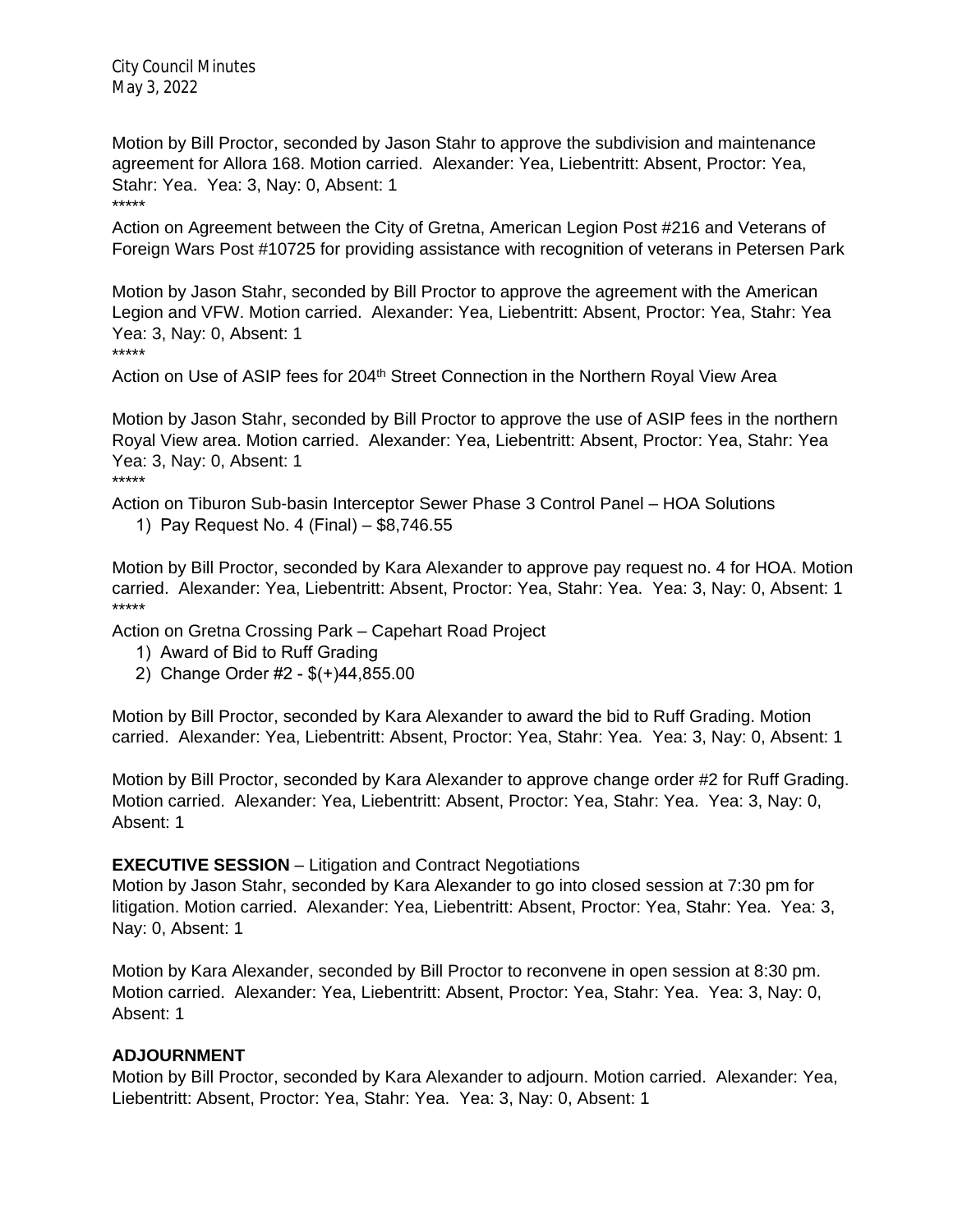Motion by Bill Proctor, seconded by Jason Stahr to approve the subdivision and maintenance agreement for Allora 168. Motion carried. Alexander: Yea, Liebentritt: Absent, Proctor: Yea, Stahr: Yea. Yea: 3, Nay: 0, Absent: 1

*****

Action on Agreement between the City of Gretna, American Legion Post #216 and Veterans of Foreign Wars Post #10725 for providing assistance with recognition of veterans in Petersen Park

Motion by Jason Stahr, seconded by Bill Proctor to approve the agreement with the American Legion and VFW. Motion carried. Alexander: Yea, Liebentritt: Absent, Proctor: Yea, Stahr: Yea Yea: 3, Nay: 0, Absent: 1

*****

Action on Use of ASIP fees for 204th Street Connection in the Northern Royal View Area

Motion by Jason Stahr, seconded by Bill Proctor to approve the use of ASIP fees in the northern Royal View area. Motion carried. Alexander: Yea, Liebentritt: Absent, Proctor: Yea, Stahr: Yea Yea: 3, Nay: 0, Absent: 1

*****

Action on Tiburon Sub-basin Interceptor Sewer Phase 3 Control Panel – HOA Solutions

1) Pay Request No. 4 (Final) – $8,746.55

Motion by Bill Proctor, seconded by Kara Alexander to approve pay request no. 4 for HOA. Motion carried. Alexander: Yea, Liebentritt: Absent, Proctor: Yea, Stahr: Yea. Yea: 3, Nay: 0, Absent: 1

*****

Action on Gretna Crossing Park – Capehart Road Project

1) Award of Bid to Ruff Grading
2) Change Order #2 - $(+)44,855.00

Motion by Bill Proctor, seconded by Kara Alexander to award the bid to Ruff Grading. Motion carried. Alexander: Yea, Liebentritt: Absent, Proctor: Yea, Stahr: Yea. Yea: 3, Nay: 0, Absent: 1

Motion by Bill Proctor, seconded by Kara Alexander to approve change order #2 for Ruff Grading. Motion carried. Alexander: Yea, Liebentritt: Absent, Proctor: Yea, Stahr: Yea. Yea: 3, Nay: 0, Absent: 1

**EXECUTIVE SESSION** – Litigation and Contract Negotiations

Motion by Jason Stahr, seconded by Kara Alexander to go into closed session at 7:30 pm for litigation. Motion carried. Alexander: Yea, Liebentritt: Absent, Proctor: Yea, Stahr: Yea. Yea: 3, Nay: 0, Absent: 1

Motion by Kara Alexander, seconded by Bill Proctor to reconvene in open session at 8:30 pm. Motion carried. Alexander: Yea, Liebentritt: Absent, Proctor: Yea, Stahr: Yea. Yea: 3, Nay: 0, Absent: 1

**ADJOURNMENT**

Motion by Bill Proctor, seconded by Kara Alexander to adjourn. Motion carried. Alexander: Yea, Liebentritt: Absent, Proctor: Yea, Stahr: Yea. Yea: 3, Nay: 0, Absent: 1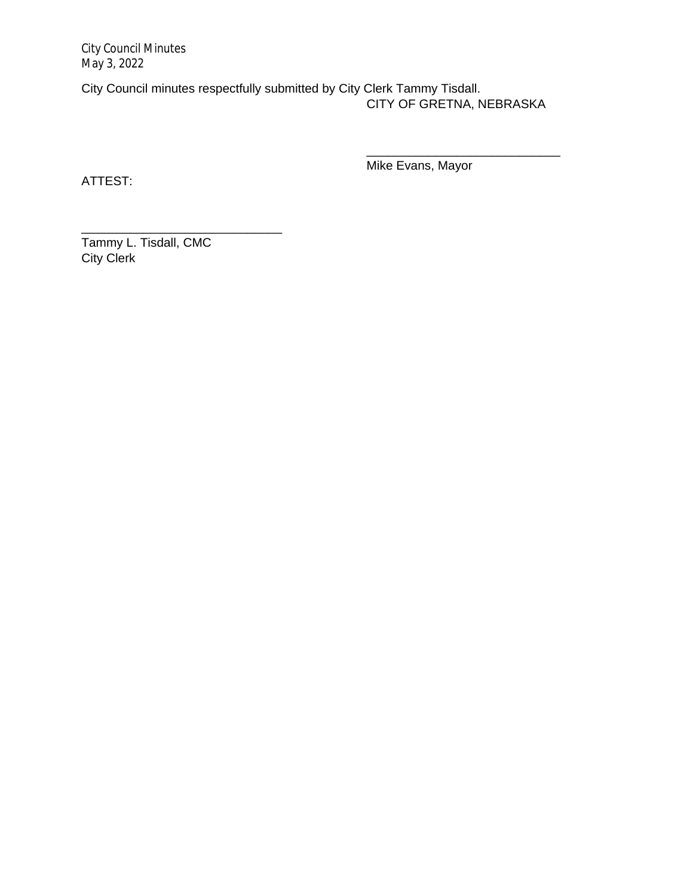City Council minutes respectfully submitted by City Clerk Tammy Tisdall.

CITY OF GRETNA, NEBRASKA

____________________________
Mike Evans, Mayor

ATTEST:

____________________________
Tammy L. Tisdall, CMC
City Clerk